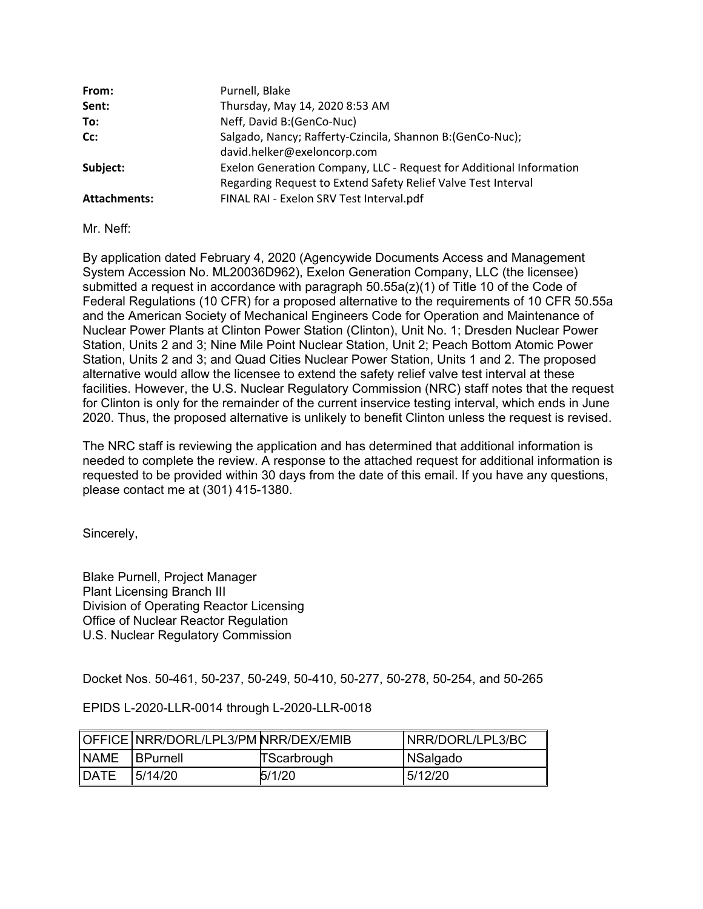**From:** Purnell, Blake
**Sent:** Thursday, May 14, 2020 8:53 AM
**To:** Neff, David B:(GenCo-Nuc)
**Cc:** Salgado, Nancy; Rafferty-Czincila, Shannon B:(GenCo-Nuc); david.helker@exeloncorp.com
**Subject:** Exelon Generation Company, LLC - Request for Additional Information Regarding Request to Extend Safety Relief Valve Test Interval
**Attachments:** FINAL RAI - Exelon SRV Test Interval.pdf

Mr. Neff:

By application dated February 4, 2020 (Agencywide Documents Access and Management System Accession No. ML20036D962), Exelon Generation Company, LLC (the licensee) submitted a request in accordance with paragraph 50.55a(z)(1) of Title 10 of the Code of Federal Regulations (10 CFR) for a proposed alternative to the requirements of 10 CFR 50.55a and the American Society of Mechanical Engineers Code for Operation and Maintenance of Nuclear Power Plants at Clinton Power Station (Clinton), Unit No. 1; Dresden Nuclear Power Station, Units 2 and 3; Nine Mile Point Nuclear Station, Unit 2; Peach Bottom Atomic Power Station, Units 2 and 3; and Quad Cities Nuclear Power Station, Units 1 and 2. The proposed alternative would allow the licensee to extend the safety relief valve test interval at these facilities. However, the U.S. Nuclear Regulatory Commission (NRC) staff notes that the request for Clinton is only for the remainder of the current inservice testing interval, which ends in June 2020. Thus, the proposed alternative is unlikely to benefit Clinton unless the request is revised.

The NRC staff is reviewing the application and has determined that additional information is needed to complete the review. A response to the attached request for additional information is requested to be provided within 30 days from the date of this email. If you have any questions, please contact me at (301) 415-1380.

Sincerely,

Blake Purnell, Project Manager
Plant Licensing Branch III
Division of Operating Reactor Licensing
Office of Nuclear Reactor Regulation
U.S. Nuclear Regulatory Commission

Docket Nos. 50-461, 50-237, 50-249, 50-410, 50-277, 50-278, 50-254, and 50-265

EPIDS L-2020-LLR-0014 through L-2020-LLR-0018

| OFFICE | NRR/DORL/LPL3/PM | NRR/DEX/EMIB | NRR/DORL/LPL3/BC |
|---|---|---|---|
| NAME | BPurnell | TScarbrough | NSalgado |
| DATE | 5/14/20 | 5/1/20 | 5/12/20 |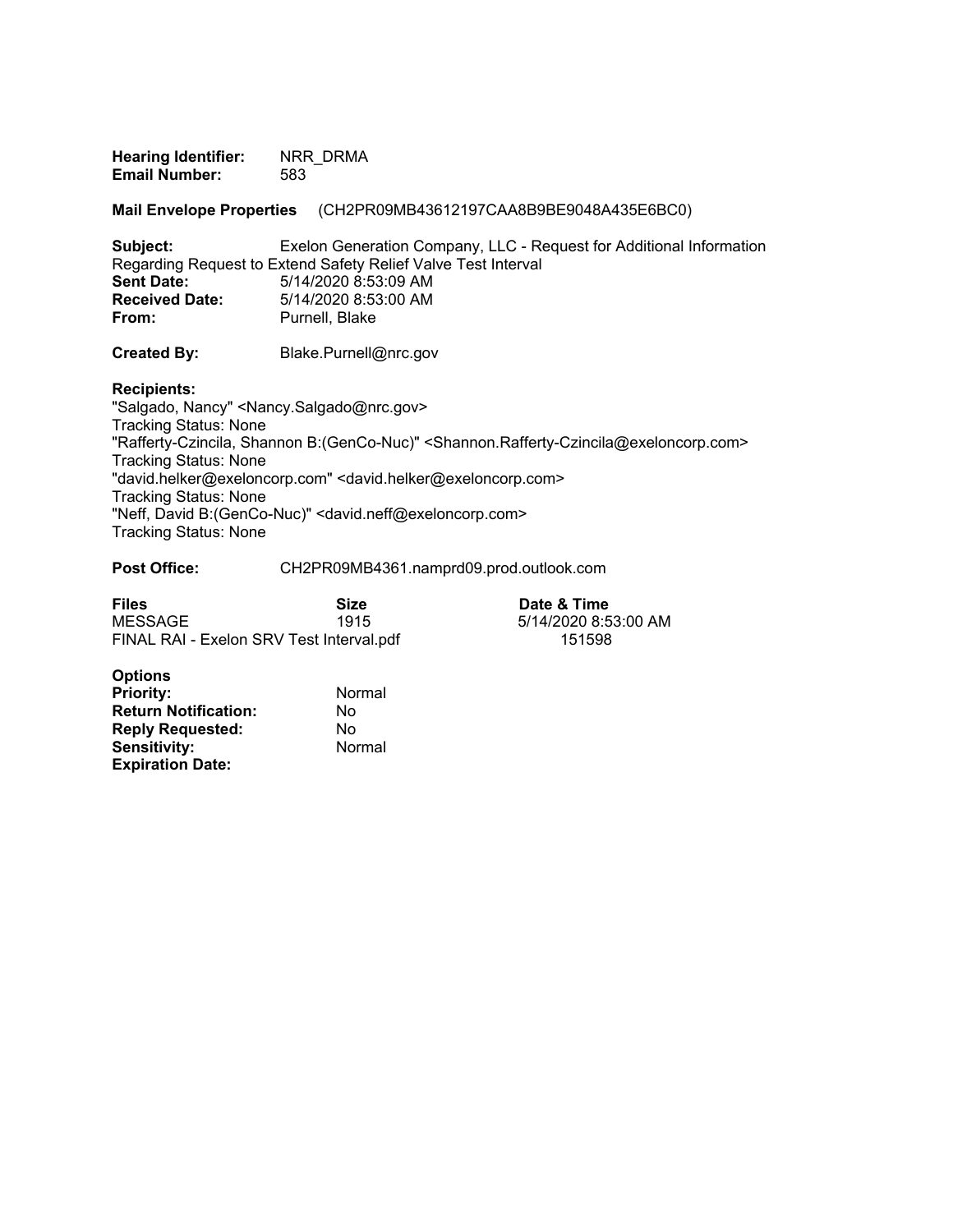**Hearing Identifier:** NRR_DRMA
**Email Number:** 583

**Mail Envelope Properties** (CH2PR09MB43612197CAA8B9BE9048A435E6BC0)

**Subject:** Exelon Generation Company, LLC - Request for Additional Information Regarding Request to Extend Safety Relief Valve Test Interval
**Sent Date:** 5/14/2020 8:53:09 AM
**Received Date:** 5/14/2020 8:53:00 AM
**From:** Purnell, Blake

**Created By:** Blake.Purnell@nrc.gov

**Recipients:**
"Salgado, Nancy" <Nancy.Salgado@nrc.gov>
Tracking Status: None
"Rafferty-Czincila, Shannon B:(GenCo-Nuc)" <Shannon.Rafferty-Czincila@exeloncorp.com>
Tracking Status: None
"david.helker@exeloncorp.com" <david.helker@exeloncorp.com>
Tracking Status: None
"Neff, David B:(GenCo-Nuc)" <david.neff@exeloncorp.com>
Tracking Status: None

**Post Office:** CH2PR09MB4361.namprd09.prod.outlook.com

| Files | Size | Date & Time |
|---|---|---|
| MESSAGE | 1915 | 5/14/2020 8:53:00 AM |
| FINAL RAI - Exelon SRV Test Interval.pdf | | 151598 |

**Options**
**Priority:** Normal
**Return Notification:** No
**Reply Requested:** No
**Sensitivity:** Normal
**Expiration Date:**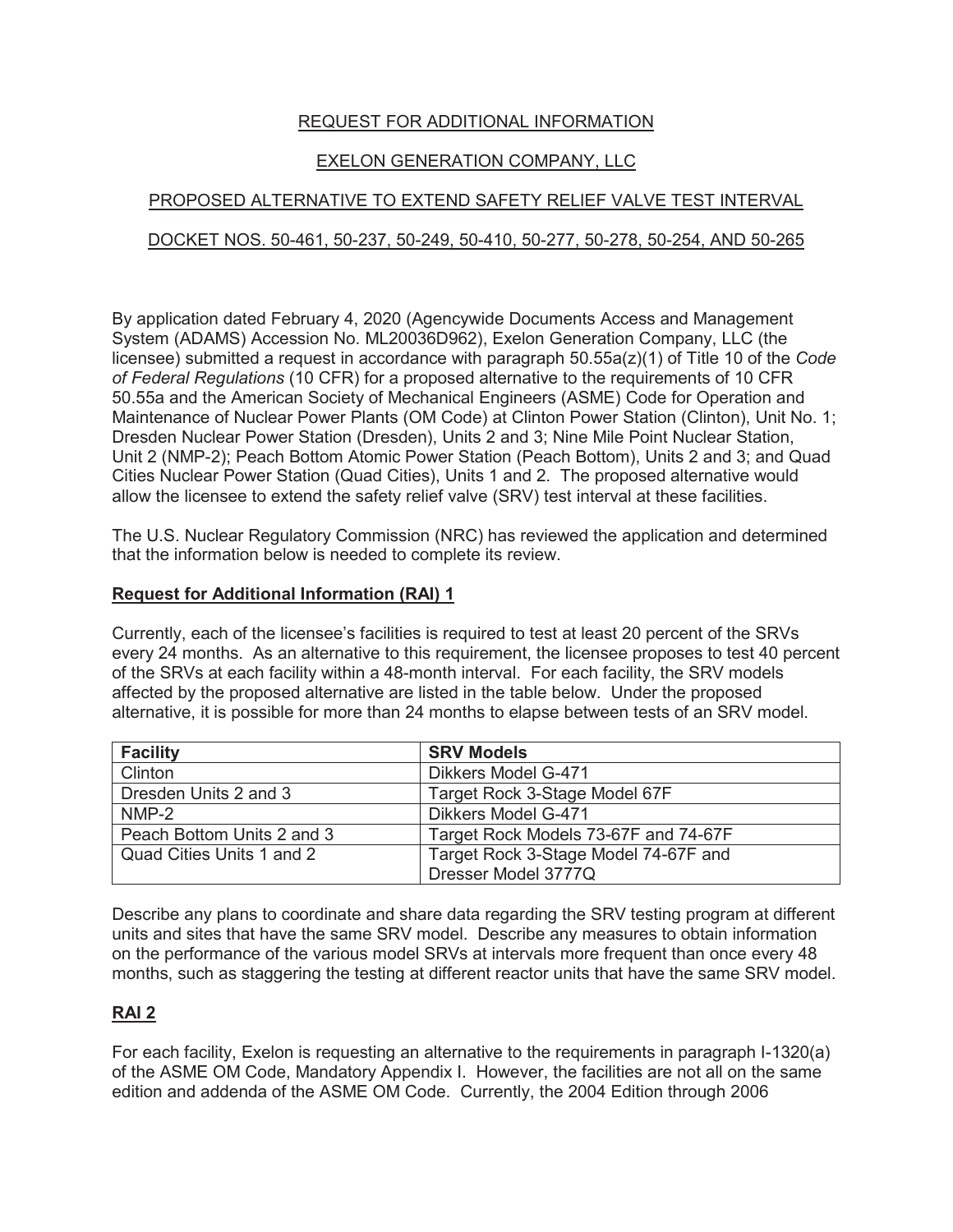REQUEST FOR ADDITIONAL INFORMATION

EXELON GENERATION COMPANY, LLC

PROPOSED ALTERNATIVE TO EXTEND SAFETY RELIEF VALVE TEST INTERVAL

DOCKET NOS. 50-461, 50-237, 50-249, 50-410, 50-277, 50-278, 50-254, AND 50-265

By application dated February 4, 2020 (Agencywide Documents Access and Management System (ADAMS) Accession No. ML20036D962), Exelon Generation Company, LLC (the licensee) submitted a request in accordance with paragraph 50.55a(z)(1) of Title 10 of the *Code of Federal Regulations* (10 CFR) for a proposed alternative to the requirements of 10 CFR 50.55a and the American Society of Mechanical Engineers (ASME) Code for Operation and Maintenance of Nuclear Power Plants (OM Code) at Clinton Power Station (Clinton), Unit No. 1; Dresden Nuclear Power Station (Dresden), Units 2 and 3; Nine Mile Point Nuclear Station, Unit 2 (NMP-2); Peach Bottom Atomic Power Station (Peach Bottom), Units 2 and 3; and Quad Cities Nuclear Power Station (Quad Cities), Units 1 and 2. The proposed alternative would allow the licensee to extend the safety relief valve (SRV) test interval at these facilities.

The U.S. Nuclear Regulatory Commission (NRC) has reviewed the application and determined that the information below is needed to complete its review.

**Request for Additional Information (RAI) 1**

Currently, each of the licensee's facilities is required to test at least 20 percent of the SRVs every 24 months. As an alternative to this requirement, the licensee proposes to test 40 percent of the SRVs at each facility within a 48-month interval. For each facility, the SRV models affected by the proposed alternative are listed in the table below. Under the proposed alternative, it is possible for more than 24 months to elapse between tests of an SRV model.

| Facility | SRV Models |
|---|---|
| Clinton | Dikkers Model G-471 |
| Dresden Units 2 and 3 | Target Rock 3-Stage Model 67F |
| NMP-2 | Dikkers Model G-471 |
| Peach Bottom Units 2 and 3 | Target Rock Models 73-67F and 74-67F |
| Quad Cities Units 1 and 2 | Target Rock 3-Stage Model 74-67F and Dresser Model 3777Q |

Describe any plans to coordinate and share data regarding the SRV testing program at different units and sites that have the same SRV model. Describe any measures to obtain information on the performance of the various model SRVs at intervals more frequent than once every 48 months, such as staggering the testing at different reactor units that have the same SRV model.

**RAI 2**

For each facility, Exelon is requesting an alternative to the requirements in paragraph I-1320(a) of the ASME OM Code, Mandatory Appendix I. However, the facilities are not all on the same edition and addenda of the ASME OM Code. Currently, the 2004 Edition through 2006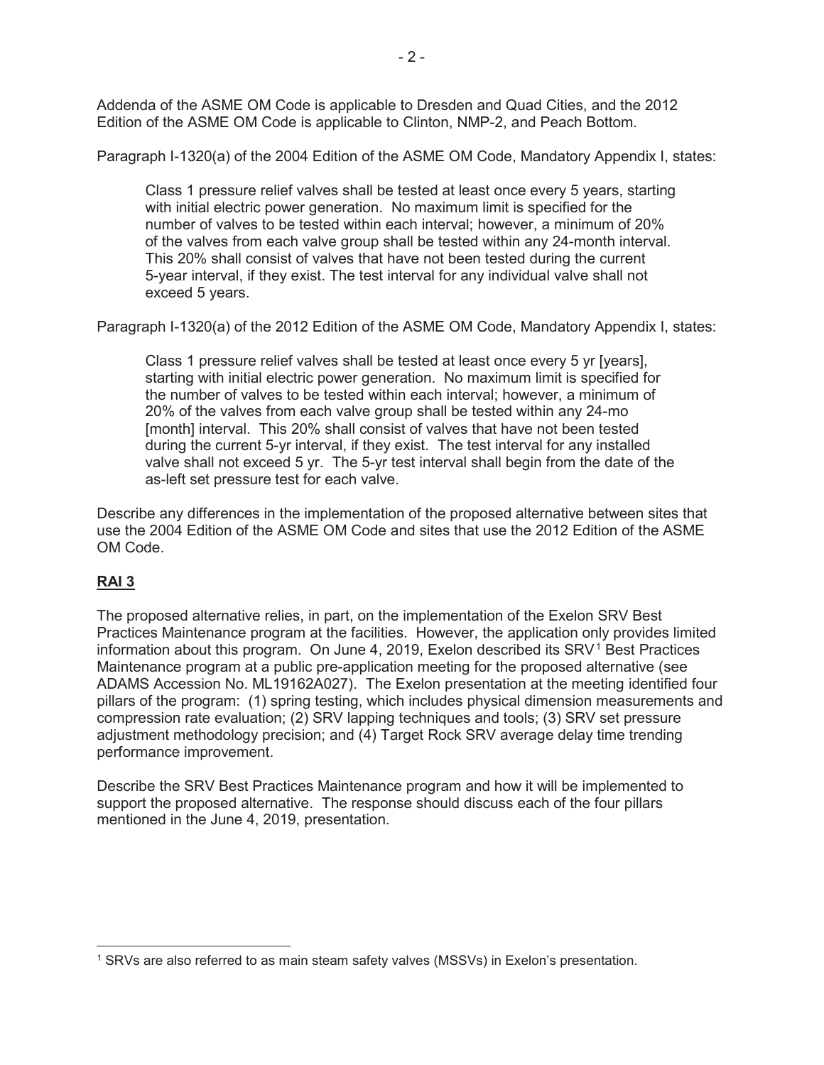Addenda of the ASME OM Code is applicable to Dresden and Quad Cities, and the 2012 Edition of the ASME OM Code is applicable to Clinton, NMP-2, and Peach Bottom.

Paragraph I-1320(a) of the 2004 Edition of the ASME OM Code, Mandatory Appendix I, states:

> Class 1 pressure relief valves shall be tested at least once every 5 years, starting with initial electric power generation. No maximum limit is specified for the number of valves to be tested within each interval; however, a minimum of 20% of the valves from each valve group shall be tested within any 24-month interval. This 20% shall consist of valves that have not been tested during the current 5-year interval, if they exist. The test interval for any individual valve shall not exceed 5 years.

Paragraph I-1320(a) of the 2012 Edition of the ASME OM Code, Mandatory Appendix I, states:

> Class 1 pressure relief valves shall be tested at least once every 5 yr [years], starting with initial electric power generation. No maximum limit is specified for the number of valves to be tested within each interval; however, a minimum of 20% of the valves from each valve group shall be tested within any 24-mo [month] interval. This 20% shall consist of valves that have not been tested during the current 5-yr interval, if they exist. The test interval for any installed valve shall not exceed 5 yr. The 5-yr test interval shall begin from the date of the as-left set pressure test for each valve.

Describe any differences in the implementation of the proposed alternative between sites that use the 2004 Edition of the ASME OM Code and sites that use the 2012 Edition of the ASME OM Code.

## **RAI 3**

The proposed alternative relies, in part, on the implementation of the Exelon SRV Best Practices Maintenance program at the facilities. However, the application only provides limited information about this program. On June 4, 2019, Exelon described its SRV[1] Best Practices Maintenance program at a public pre-application meeting for the proposed alternative (see ADAMS Accession No. ML19162A027). The Exelon presentation at the meeting identified four pillars of the program: (1) spring testing, which includes physical dimension measurements and compression rate evaluation; (2) SRV lapping techniques and tools; (3) SRV set pressure adjustment methodology precision; and (4) Target Rock SRV average delay time trending performance improvement.

Describe the SRV Best Practices Maintenance program and how it will be implemented to support the proposed alternative. The response should discuss each of the four pillars mentioned in the June 4, 2019, presentation.

---

[1] SRVs are also referred to as main steam safety valves (MSSVs) in Exelon's presentation.